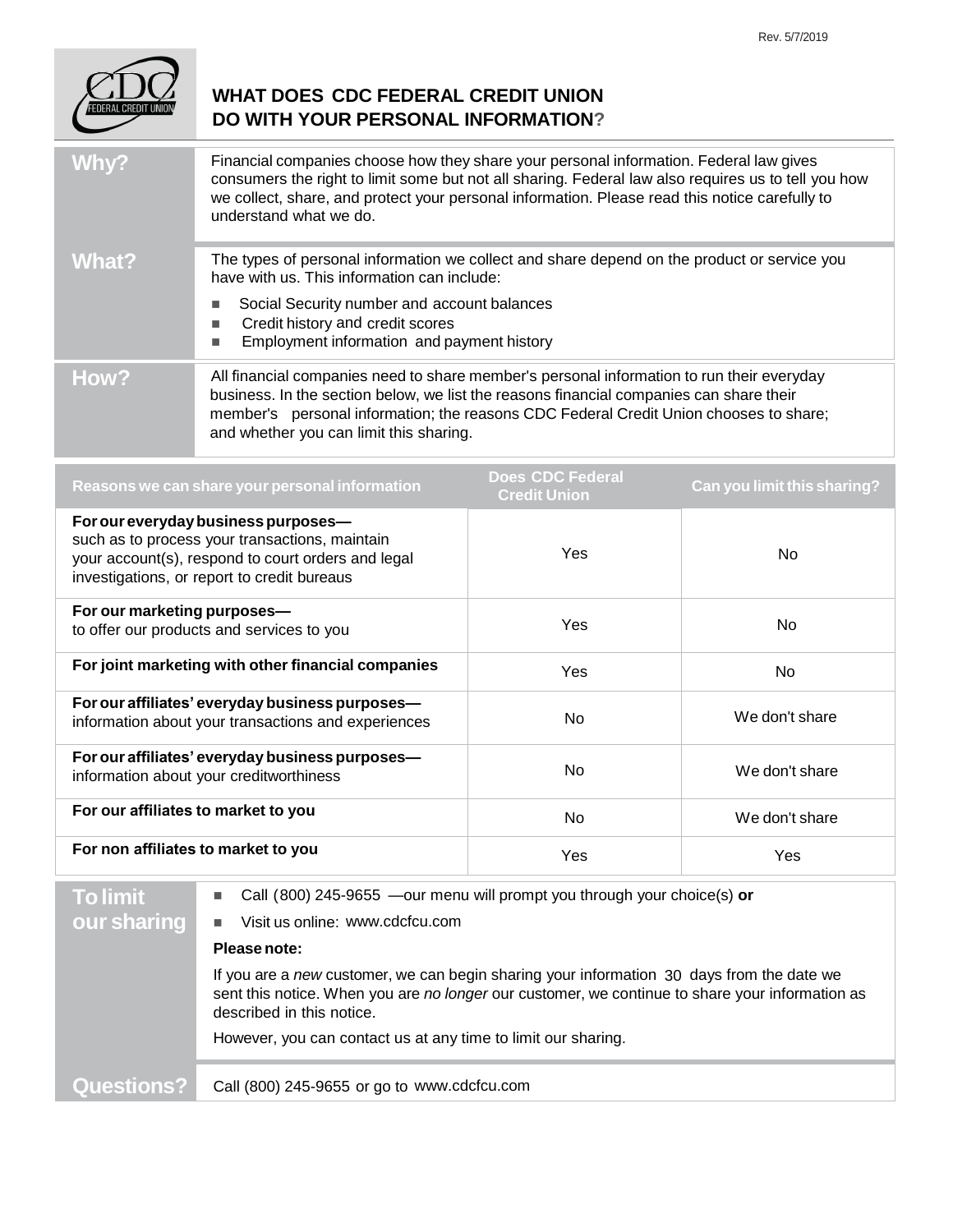Rev. 5/7/2019

# WHAT DOES CDC FEDERAL CREDIT UNION DO WITH YOUR PERSONAL INFORMATION?

| | |
|---|---|
| **Why?** | Financial companies choose how they share your personal information. Federal law gives consumers the right to limit some but not all sharing. Federal law also requires us to tell you how we collect, share, and protect your personal information. Please read this notice carefully to understand what we do. |
| **What?** | The types of personal information we collect and share depend on the product or service you have with us. This information can include:<br>- Social Security number and account balances<br>- Credit history and credit scores<br>- Employment information and payment history |
| **How?** | All financial companies need to share member's personal information to run their everyday business. In the section below, we list the reasons financial companies can share their member's personal information; the reasons CDC Federal Credit Union chooses to share; and whether you can limit this sharing. |

| Reasons we can share your personal information | Does CDC Federal Credit Union | Can you limit this sharing? |
|---|---|---|
| **For our everyday business purposes—** such as to process your transactions, maintain your account(s), respond to court orders and legal investigations, or report to credit bureaus | Yes | No |
| **For our marketing purposes—** to offer our products and services to you | Yes | No |
| **For joint marketing with other financial companies** | Yes | No |
| **For our affiliates' everyday business purposes—** information about your transactions and experiences | No | We don't share |
| **For our affiliates' everyday business purposes—** information about your creditworthiness | No | We don't share |
| **For our affiliates to market to you** | No | We don't share |
| **For non affiliates to market to you** | Yes | Yes |

| | |
|---|---|
| **To limit our sharing** | - Call (800) 245-9655 —our menu will prompt you through your choice(s) **or**<br>- Visit us online: www.cdcfcu.com<br><br>**Please note:**<br><br>If you are a *new* customer, we can begin sharing your information 30 days from the date we sent this notice. When you are *no longer* our customer, we continue to share your information as described in this notice.<br><br>However, you can contact us at any time to limit our sharing. |
| **Questions?** | Call (800) 245-9655 or go to www.cdcfcu.com |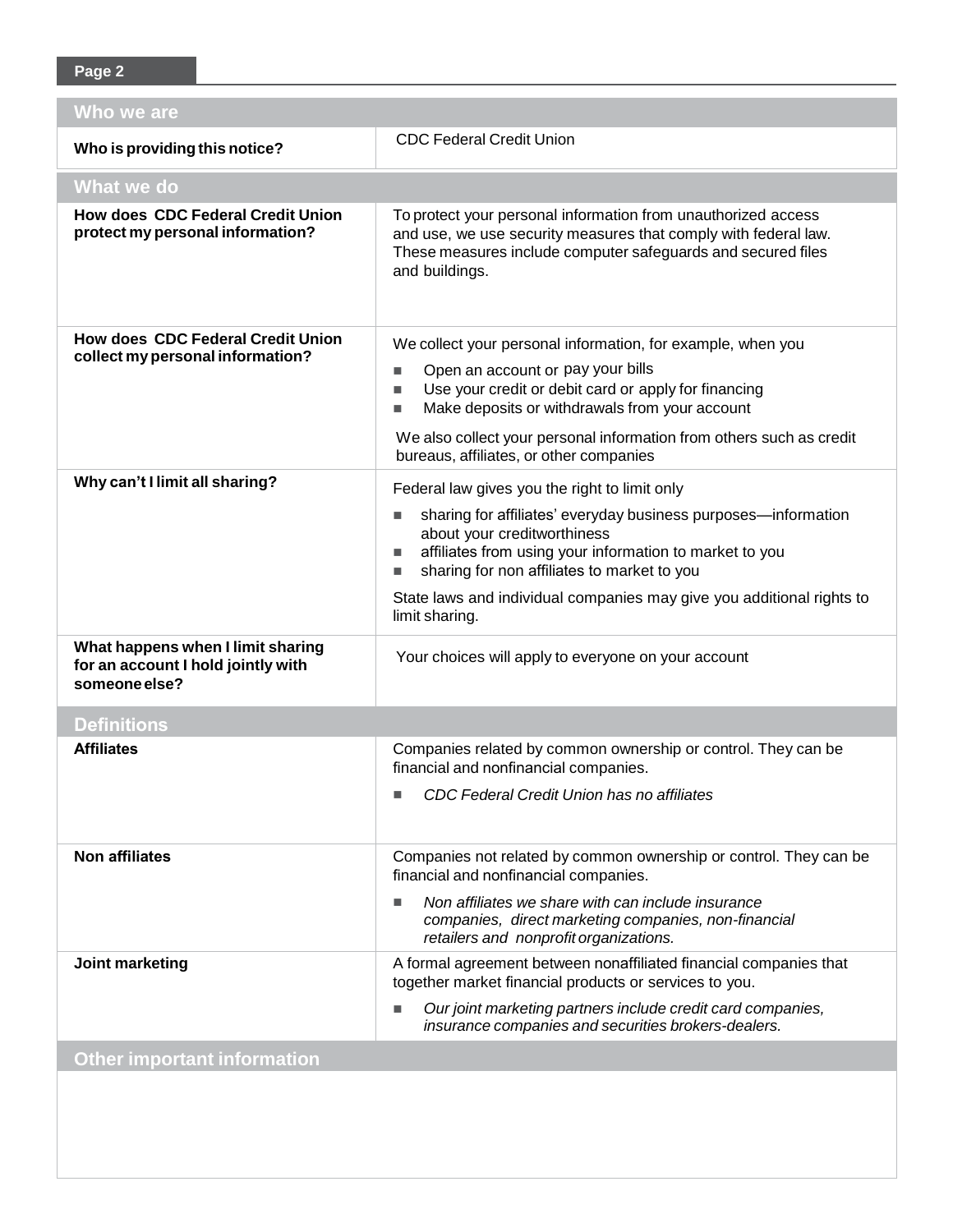| Who we are | |
|---|---|
| **Who is providing this notice?** | CDC Federal Credit Union |

| What we do | |
|---|---|
| **How does CDC Federal Credit Union protect my personal information?** | To protect your personal information from unauthorized access and use, we use security measures that comply with federal law. These measures include computer safeguards and secured files and buildings. |
| **How does CDC Federal Credit Union collect my personal information?** | We collect your personal information, for example, when you<br>■ Open an account or pay your bills<br>■ Use your credit or debit card or apply for financing<br>■ Make deposits or withdrawals from your account<br><br>We also collect your personal information from others such as credit bureaus, affiliates, or other companies |
| **Why can't I limit all sharing?** | Federal law gives you the right to limit only<br>■ sharing for affiliates' everyday business purposes—information about your creditworthiness<br>■ affiliates from using your information to market to you<br>■ sharing for non affiliates to market to you<br><br>State laws and individual companies may give you additional rights to limit sharing. |
| **What happens when I limit sharing for an account I hold jointly with someone else?** | Your choices will apply to everyone on your account |

| Definitions | |
|---|---|
| **Affiliates** | Companies related by common ownership or control. They can be financial and nonfinancial companies.<br>■ *CDC Federal Credit Union has no affiliates* |
| **Non affiliates** | Companies not related by common ownership or control. They can be financial and nonfinancial companies.<br>■ *Non affiliates we share with can include insurance companies, direct marketing companies, non-financial retailers and nonprofit organizations.* |
| **Joint marketing** | A formal agreement between nonaffiliated financial companies that together market financial products or services to you.<br>■ *Our joint marketing partners include credit card companies, insurance companies and securities brokers-dealers.* |

## Other important information